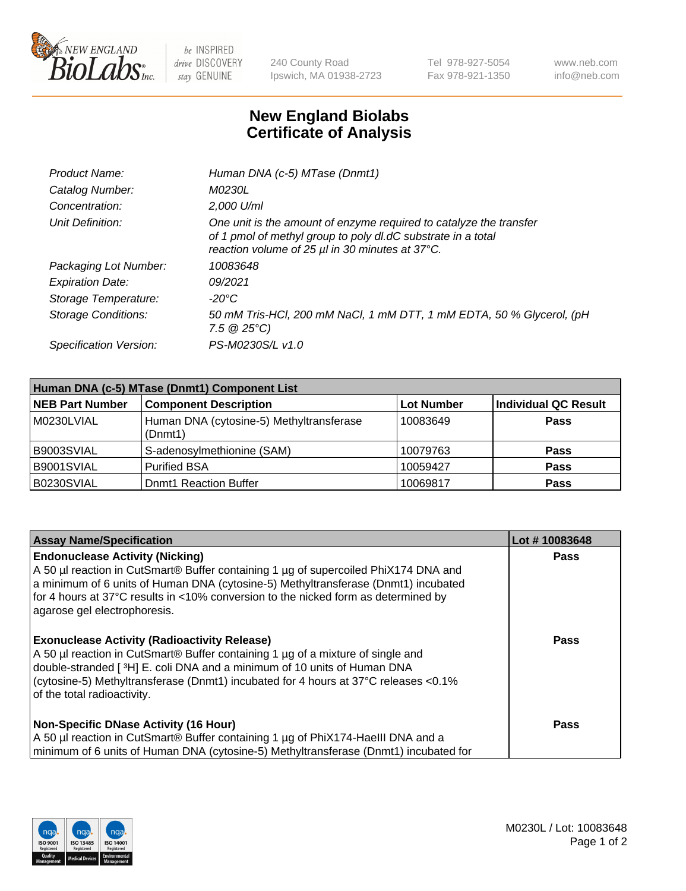# New England Biolabs Certificate of Analysis

| | |
|---|---|
| *Product Name:* | *Human DNA (c-5) MTase (Dnmt1)* |
| *Catalog Number:* | *M0230L* |
| *Concentration:* | *2,000 U/ml* |
| *Unit Definition:* | *One unit is the amount of enzyme required to catalyze the transfer of 1 pmol of methyl group to poly dI.dC substrate in a total reaction volume of 25 µl in 30 minutes at 37°C.* |
| *Packaging Lot Number:* | *10083648* |
| *Expiration Date:* | *09/2021* |
| *Storage Temperature:* | *-20°C* |
| *Storage Conditions:* | *50 mM Tris-HCl, 200 mM NaCl, 1 mM DTT, 1 mM EDTA, 50 % Glycerol, (pH 7.5 @ 25°C)* |
| *Specification Version:* | *PS-M0230S/L v1.0* |

| Human DNA (c-5) MTase (Dnmt1) Component List | | | |
|---|---|---|---|
| **NEB Part Number** | **Component Description** | **Lot Number** | **Individual QC Result** |
| M0230LVIAL | Human DNA (cytosine-5) Methyltransferase (Dnmt1) | 10083649 | **Pass** |
| B9003SVIAL | S-adenosylmethionine (SAM) | 10079763 | **Pass** |
| B9001SVIAL | Purified BSA | 10059427 | **Pass** |
| B0230SVIAL | Dnmt1 Reaction Buffer | 10069817 | **Pass** |

| Assay Name/Specification | Lot # 10083648 |
|---|---|
| **Endonuclease Activity (Nicking)** A 50 µl reaction in CutSmart® Buffer containing 1 µg of supercoiled PhiX174 DNA and a minimum of 6 units of Human DNA (cytosine-5) Methyltransferase (Dnmt1) incubated for 4 hours at 37°C results in <10% conversion to the nicked form as determined by agarose gel electrophoresis. | **Pass** |
| **Exonuclease Activity (Radioactivity Release)** A 50 µl reaction in CutSmart® Buffer containing 1 µg of a mixture of single and double-stranded [ $^{3}$H] E. coli DNA and a minimum of 10 units of Human DNA (cytosine-5) Methyltransferase (Dnmt1) incubated for 4 hours at 37°C releases <0.1% of the total radioactivity. | **Pass** |
| **Non-Specific DNase Activity (16 Hour)** A 50 µl reaction in CutSmart® Buffer containing 1 µg of PhiX174-HaeIII DNA and a minimum of 6 units of Human DNA (cytosine-5) Methyltransferase (Dnmt1) incubated for | **Pass** |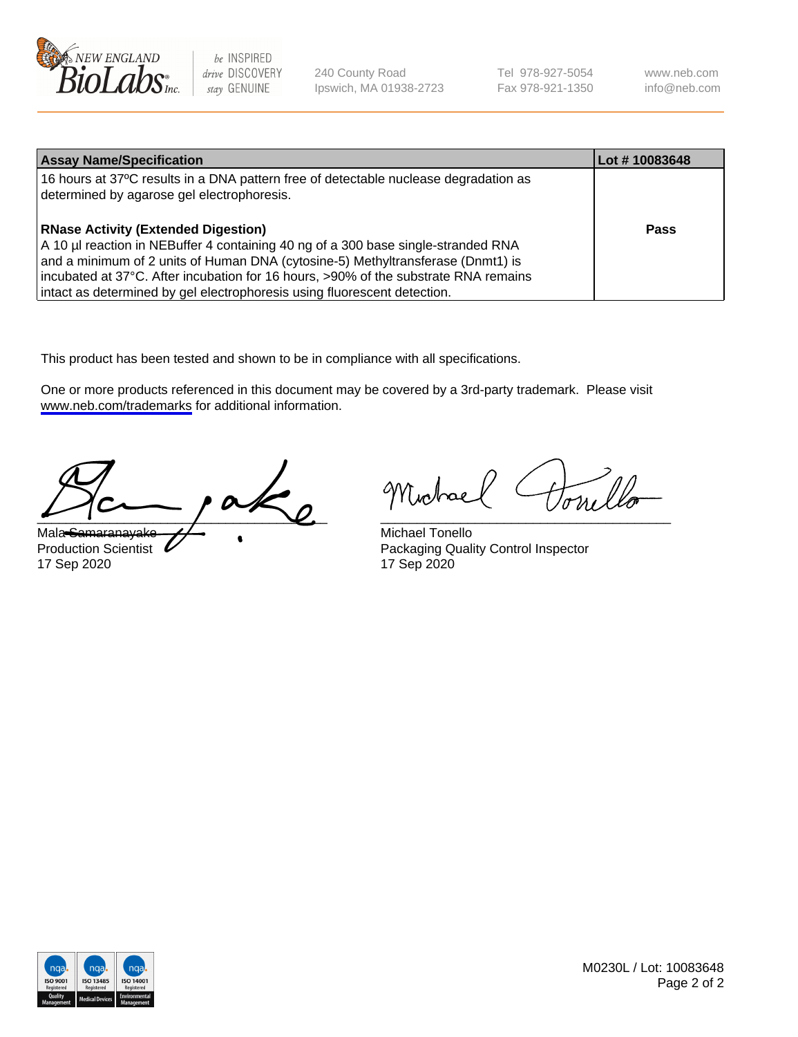| Assay Name/Specification | Lot # 10083648 |
|---|---|
| 16 hours at 37ºC results in a DNA pattern free of detectable nuclease degradation as determined by agarose gel electrophoresis. | |
| **RNase Activity (Extended Digestion)**<br>A 10 µl reaction in NEBuffer 4 containing 40 ng of a 300 base single-stranded RNA and a minimum of 2 units of Human DNA (cytosine-5) Methyltransferase (Dnmt1) is incubated at 37°C. After incubation for 16 hours, >90% of the substrate RNA remains intact as determined by gel electrophoresis using fluorescent detection. | **Pass** |

This product has been tested and shown to be in compliance with all specifications.

One or more products referenced in this document may be covered by a 3rd-party trademark. Please visit www.neb.com/trademarks for additional information.

Mala Samaranayake
Production Scientist
17 Sep 2020

Michael Tonello
Packaging Quality Control Inspector
17 Sep 2020

M0230L / Lot: 10083648